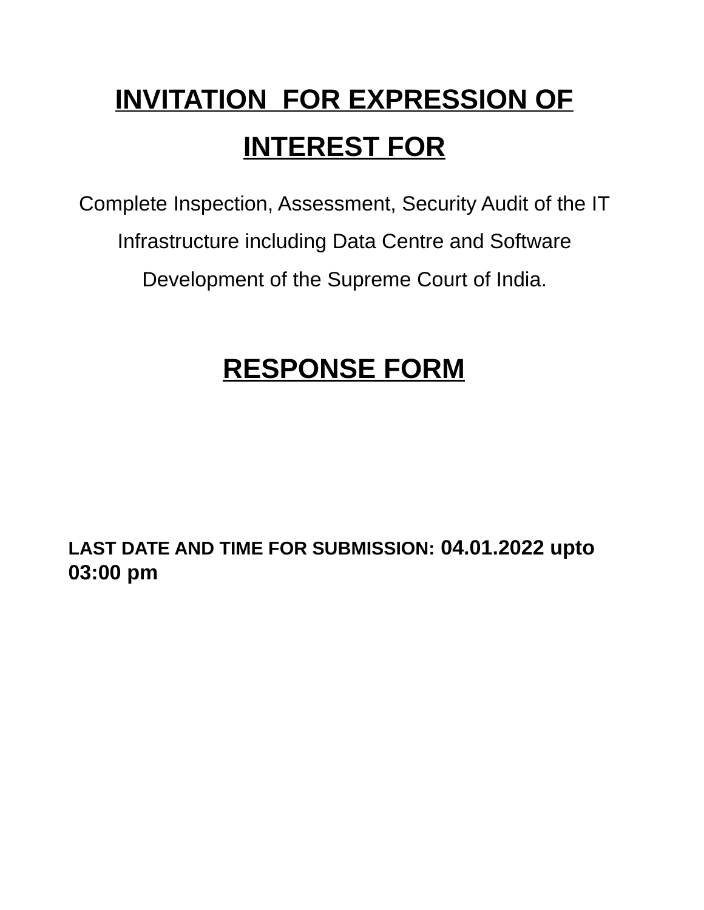# INVITATION FOR EXPRESSION OF INTEREST FOR

Complete Inspection, Assessment, Security Audit of the IT Infrastructure including Data Centre and Software Development of the Supreme Court of India.

# RESPONSE FORM

**LAST DATE AND TIME FOR SUBMISSION: 04.01.2022 upto 03:00 pm**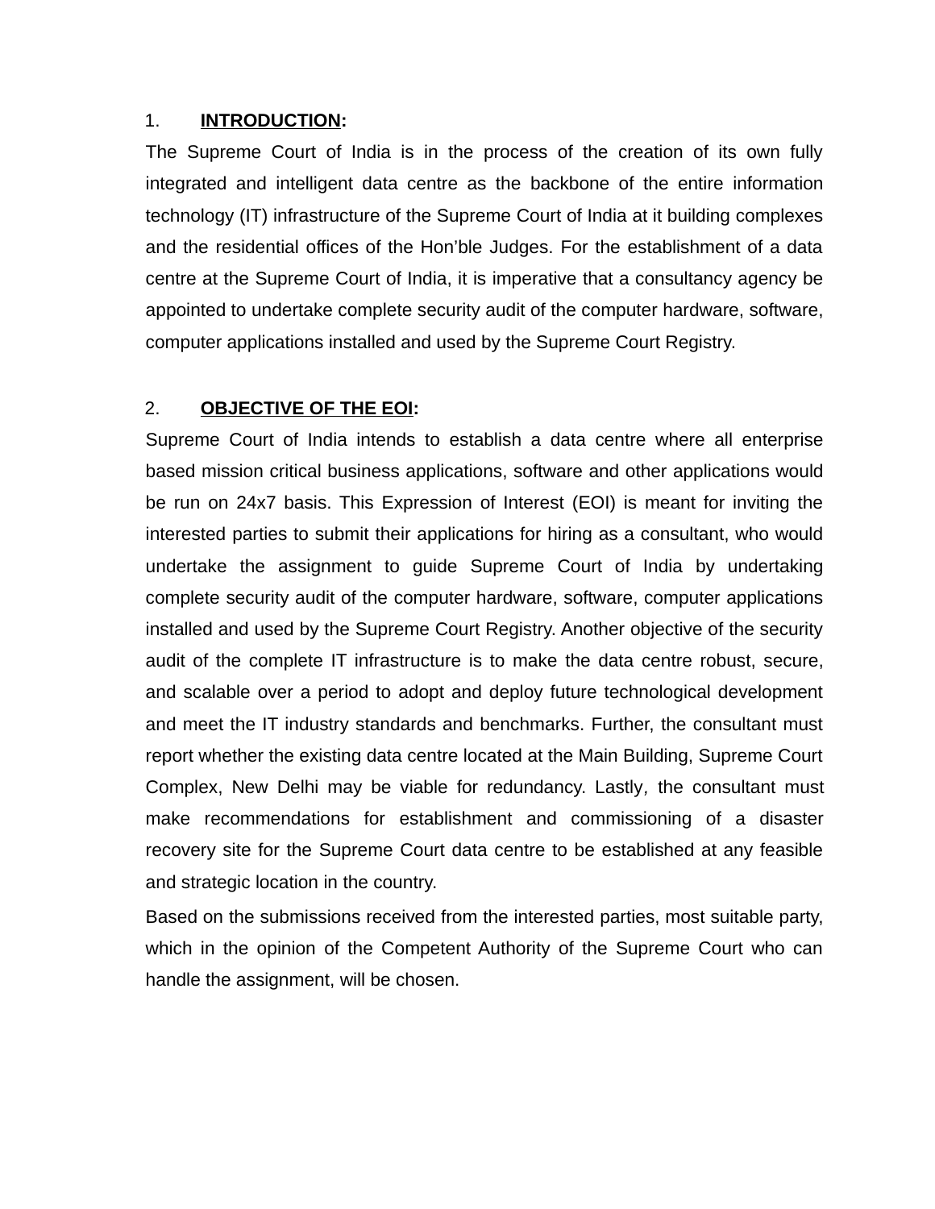## 1. **INTRODUCTION**:

The Supreme Court of India is in the process of the creation of its own fully integrated and intelligent data centre as the backbone of the entire information technology (IT) infrastructure of the Supreme Court of India at it building complexes and the residential offices of the Hon'ble Judges. For the establishment of a data centre at the Supreme Court of India, it is imperative that a consultancy agency be appointed to undertake complete security audit of the computer hardware, software, computer applications installed and used by the Supreme Court Registry.

## 2. **OBJECTIVE OF THE EOI**:

Supreme Court of India intends to establish a data centre where all enterprise based mission critical business applications, software and other applications would be run on 24x7 basis. This Expression of Interest (EOI) is meant for inviting the interested parties to submit their applications for hiring as a consultant, who would undertake the assignment to guide Supreme Court of India by undertaking complete security audit of the computer hardware, software, computer applications installed and used by the Supreme Court Registry. Another objective of the security audit of the complete IT infrastructure is to make the data centre robust, secure, and scalable over a period to adopt and deploy future technological development and meet the IT industry standards and benchmarks. Further, the consultant must report whether the existing data centre located at the Main Building, Supreme Court Complex, New Delhi may be viable for redundancy. Lastly, the consultant must make recommendations for establishment and commissioning of a disaster recovery site for the Supreme Court data centre to be established at any feasible and strategic location in the country.

Based on the submissions received from the interested parties, most suitable party, which in the opinion of the Competent Authority of the Supreme Court who can handle the assignment, will be chosen.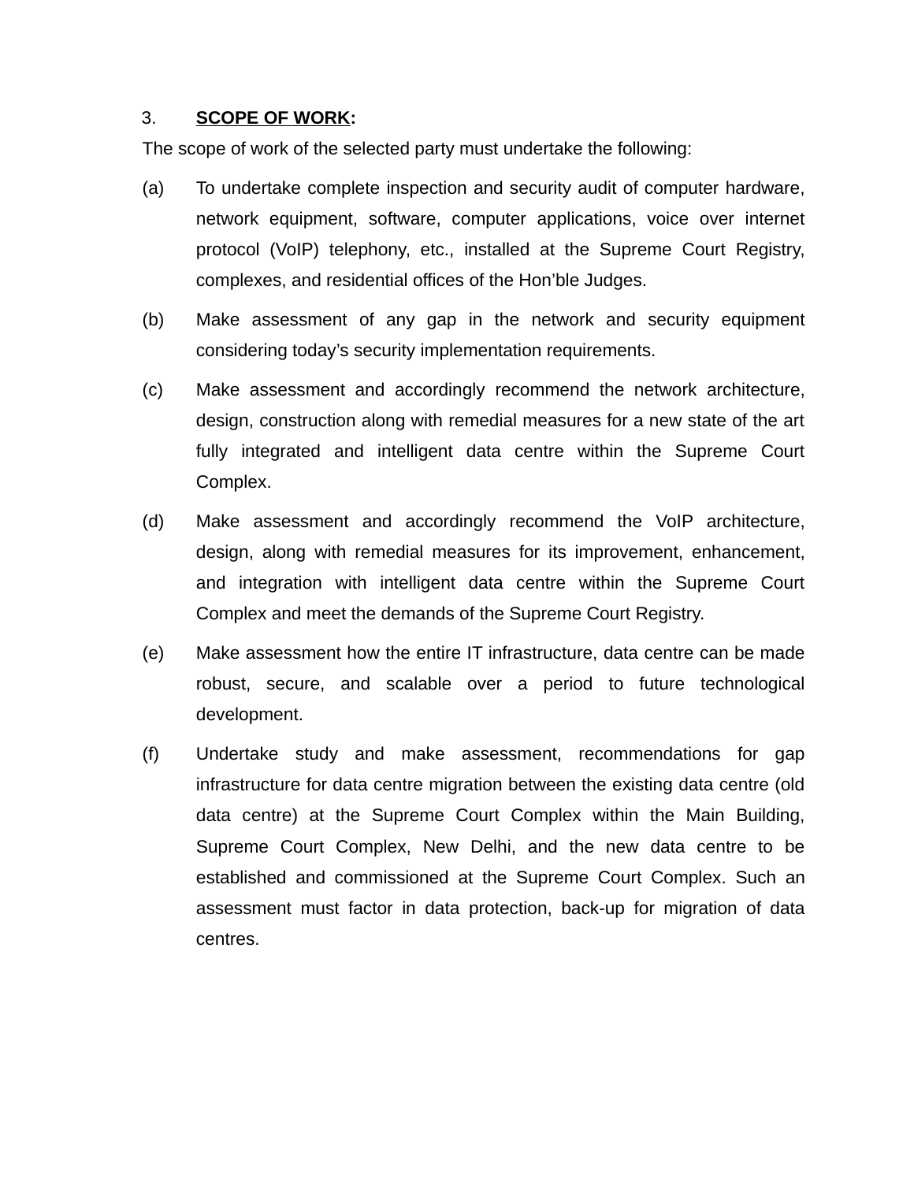## 3. <u>SCOPE OF WORK</u>:

The scope of work of the selected party must undertake the following:

(a) To undertake complete inspection and security audit of computer hardware, network equipment, software, computer applications, voice over internet protocol (VoIP) telephony, etc., installed at the Supreme Court Registry, complexes, and residential offices of the Hon'ble Judges.

(b) Make assessment of any gap in the network and security equipment considering today's security implementation requirements.

(c) Make assessment and accordingly recommend the network architecture, design, construction along with remedial measures for a new state of the art fully integrated and intelligent data centre within the Supreme Court Complex.

(d) Make assessment and accordingly recommend the VoIP architecture, design, along with remedial measures for its improvement, enhancement, and integration with intelligent data centre within the Supreme Court Complex and meet the demands of the Supreme Court Registry.

(e) Make assessment how the entire IT infrastructure, data centre can be made robust, secure, and scalable over a period to future technological development.

(f) Undertake study and make assessment, recommendations for gap infrastructure for data centre migration between the existing data centre (old data centre) at the Supreme Court Complex within the Main Building, Supreme Court Complex, New Delhi, and the new data centre to be established and commissioned at the Supreme Court Complex. Such an assessment must factor in data protection, back-up for migration of data centres.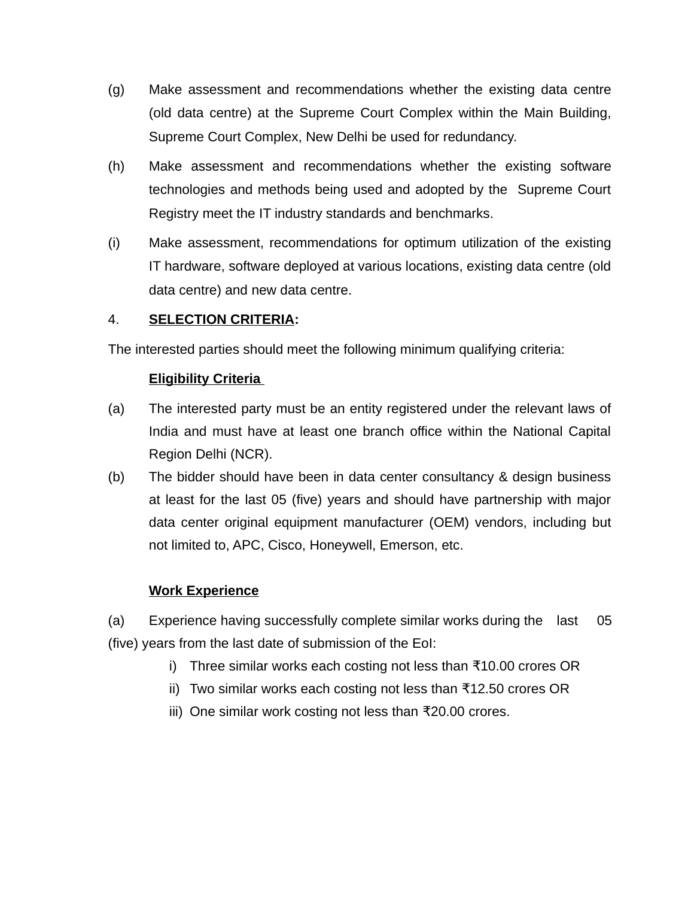(g) Make assessment and recommendations whether the existing data centre (old data centre) at the Supreme Court Complex within the Main Building, Supreme Court Complex, New Delhi be used for redundancy.

(h) Make assessment and recommendations whether the existing software technologies and methods being used and adopted by the Supreme Court Registry meet the IT industry standards and benchmarks.

(i) Make assessment, recommendations for optimum utilization of the existing IT hardware, software deployed at various locations, existing data centre (old data centre) and new data centre.

4. **SELECTION CRITERIA:**

The interested parties should meet the following minimum qualifying criteria:

**Eligibility Criteria**

(a) The interested party must be an entity registered under the relevant laws of India and must have at least one branch office within the National Capital Region Delhi (NCR).

(b) The bidder should have been in data center consultancy & design business at least for the last 05 (five) years and should have partnership with major data center original equipment manufacturer (OEM) vendors, including but not limited to, APC, Cisco, Honeywell, Emerson, etc.

**Work Experience**

(a) Experience having successfully complete similar works during the last 05 (five) years from the last date of submission of the EoI:

i) Three similar works each costing not less than ₹10.00 crores OR

ii) Two similar works each costing not less than ₹12.50 crores OR

iii) One similar work costing not less than ₹20.00 crores.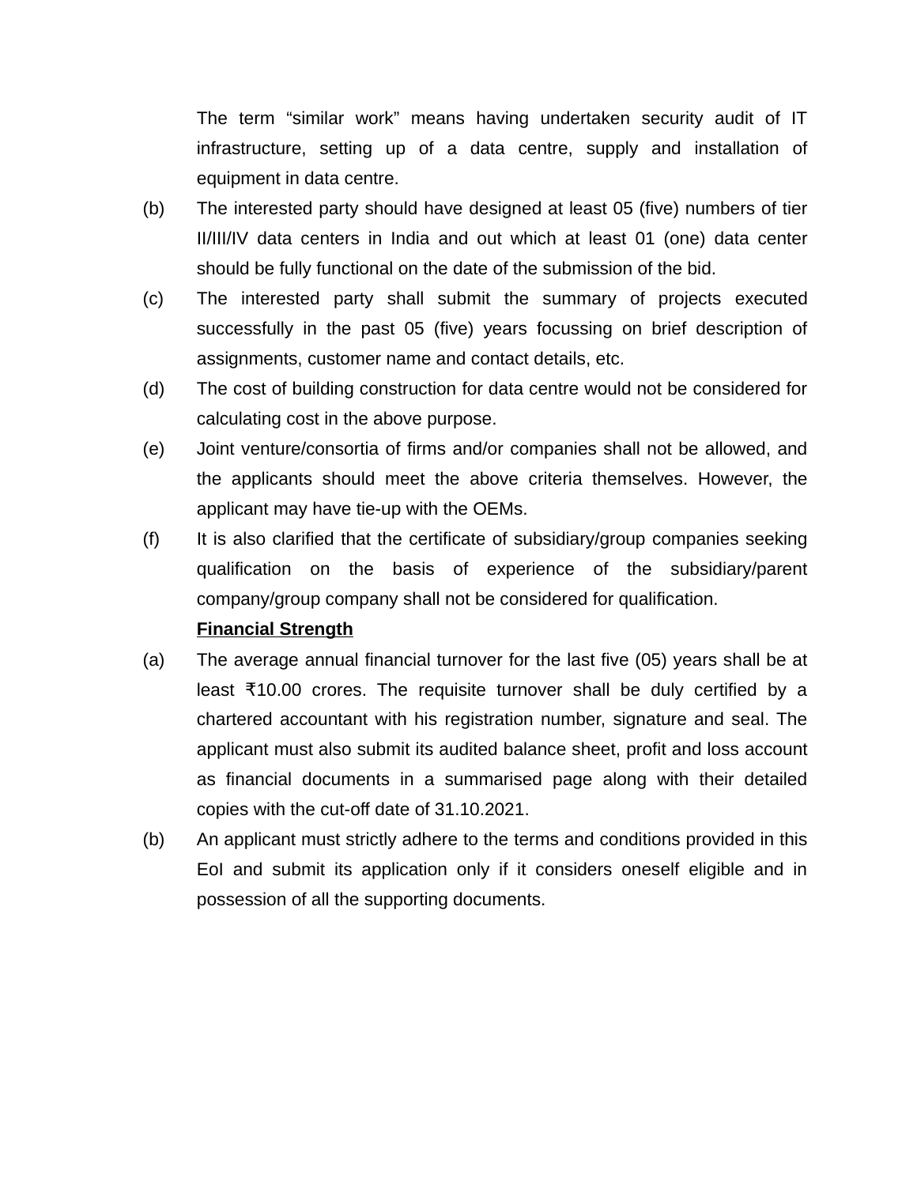The term “similar work” means having undertaken security audit of IT infrastructure, setting up of a data centre, supply and installation of equipment in data centre.

(b) The interested party should have designed at least 05 (five) numbers of tier II/III/IV data centers in India and out which at least 01 (one) data center should be fully functional on the date of the submission of the bid.

(c) The interested party shall submit the summary of projects executed successfully in the past 05 (five) years focussing on brief description of assignments, customer name and contact details, etc.

(d) The cost of building construction for data centre would not be considered for calculating cost in the above purpose.

(e) Joint venture/consortia of firms and/or companies shall not be allowed, and the applicants should meet the above criteria themselves. However, the applicant may have tie-up with the OEMs.

(f) It is also clarified that the certificate of subsidiary/group companies seeking qualification on the basis of experience of the subsidiary/parent company/group company shall not be considered for qualification.

**Financial Strength**

(a) The average annual financial turnover for the last five (05) years shall be at least ₹10.00 crores. The requisite turnover shall be duly certified by a chartered accountant with his registration number, signature and seal. The applicant must also submit its audited balance sheet, profit and loss account as financial documents in a summarised page along with their detailed copies with the cut-off date of 31.10.2021.

(b) An applicant must strictly adhere to the terms and conditions provided in this EoI and submit its application only if it considers oneself eligible and in possession of all the supporting documents.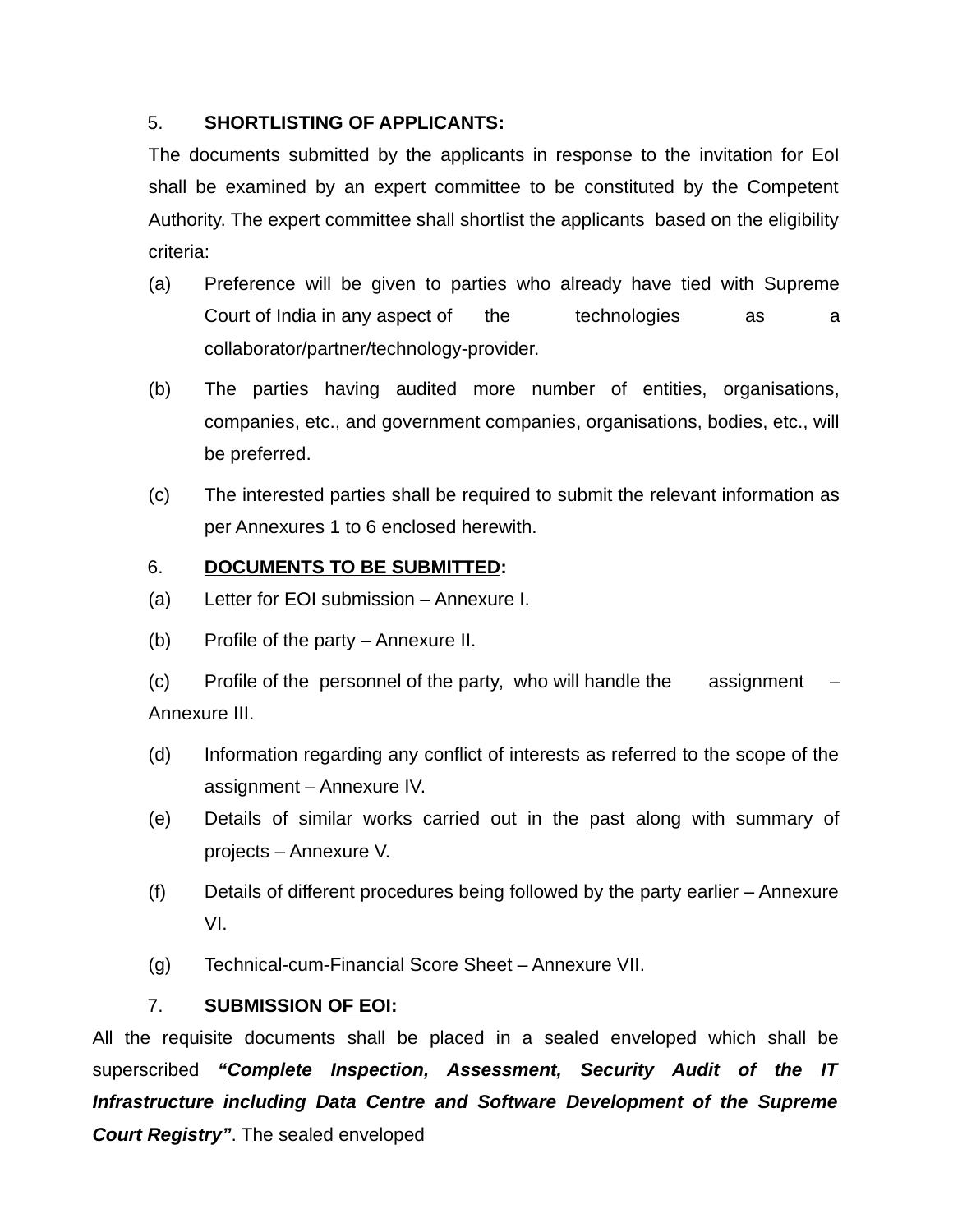5. **SHORTLISTING OF APPLICANTS:**

The documents submitted by the applicants in response to the invitation for EoI shall be examined by an expert committee to be constituted by the Competent Authority. The expert committee shall shortlist the applicants based on the eligibility criteria:

(a) Preference will be given to parties who already have tied with Supreme Court of India in any aspect of the technologies as a collaborator/partner/technology-provider.

(b) The parties having audited more number of entities, organisations, companies, etc., and government companies, organisations, bodies, etc., will be preferred.

(c) The interested parties shall be required to submit the relevant information as per Annexures 1 to 6 enclosed herewith.

6. **DOCUMENTS TO BE SUBMITTED:**

(a) Letter for EOI submission – Annexure I.

(b) Profile of the party – Annexure II.

(c) Profile of the personnel of the party, who will handle the assignment – Annexure III.

(d) Information regarding any conflict of interests as referred to the scope of the assignment – Annexure IV.

(e) Details of similar works carried out in the past along with summary of projects – Annexure V.

(f) Details of different procedures being followed by the party earlier – Annexure VI.

(g) Technical-cum-Financial Score Sheet – Annexure VII.

7. **SUBMISSION OF EOI:**

All the requisite documents shall be placed in a sealed enveloped which shall be superscribed ***"Complete Inspection, Assessment, Security Audit of the IT Infrastructure including Data Centre and Software Development of the Supreme Court Registry"***. The sealed enveloped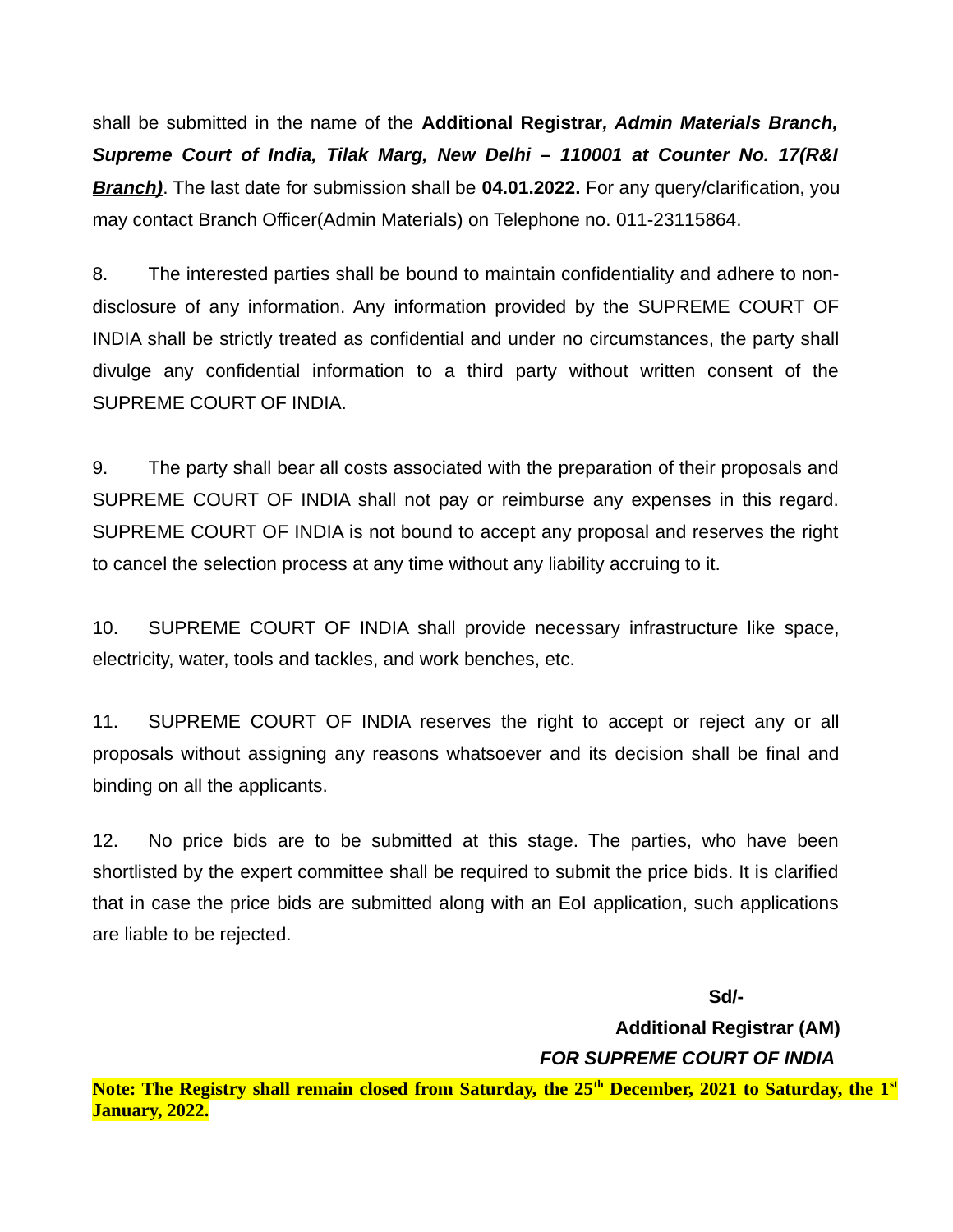shall be submitted in the name of the **Additional Registrar, *Admin Materials Branch, Supreme Court of India, Tilak Marg, New Delhi – 110001 at Counter No. 17(R&I Branch)***. The last date for submission shall be **04.01.2022.** For any query/clarification, you may contact Branch Officer(Admin Materials) on Telephone no. 011-23115864.

8. The interested parties shall be bound to maintain confidentiality and adhere to non-disclosure of any information. Any information provided by the SUPREME COURT OF INDIA shall be strictly treated as confidential and under no circumstances, the party shall divulge any confidential information to a third party without written consent of the SUPREME COURT OF INDIA.

9. The party shall bear all costs associated with the preparation of their proposals and SUPREME COURT OF INDIA shall not pay or reimburse any expenses in this regard. SUPREME COURT OF INDIA is not bound to accept any proposal and reserves the right to cancel the selection process at any time without any liability accruing to it.

10. SUPREME COURT OF INDIA shall provide necessary infrastructure like space, electricity, water, tools and tackles, and work benches, etc.

11. SUPREME COURT OF INDIA reserves the right to accept or reject any or all proposals without assigning any reasons whatsoever and its decision shall be final and binding on all the applicants.

12. No price bids are to be submitted at this stage. The parties, who have been shortlisted by the expert committee shall be required to submit the price bids. It is clarified that in case the price bids are submitted along with an EoI application, such applications are liable to be rejected.

**Sd/-**

**Additional Registrar (AM)**

***FOR SUPREME COURT OF INDIA***

**Note: The Registry shall remain closed from Saturday, the 25th December, 2021 to Saturday, the 1st January, 2022.**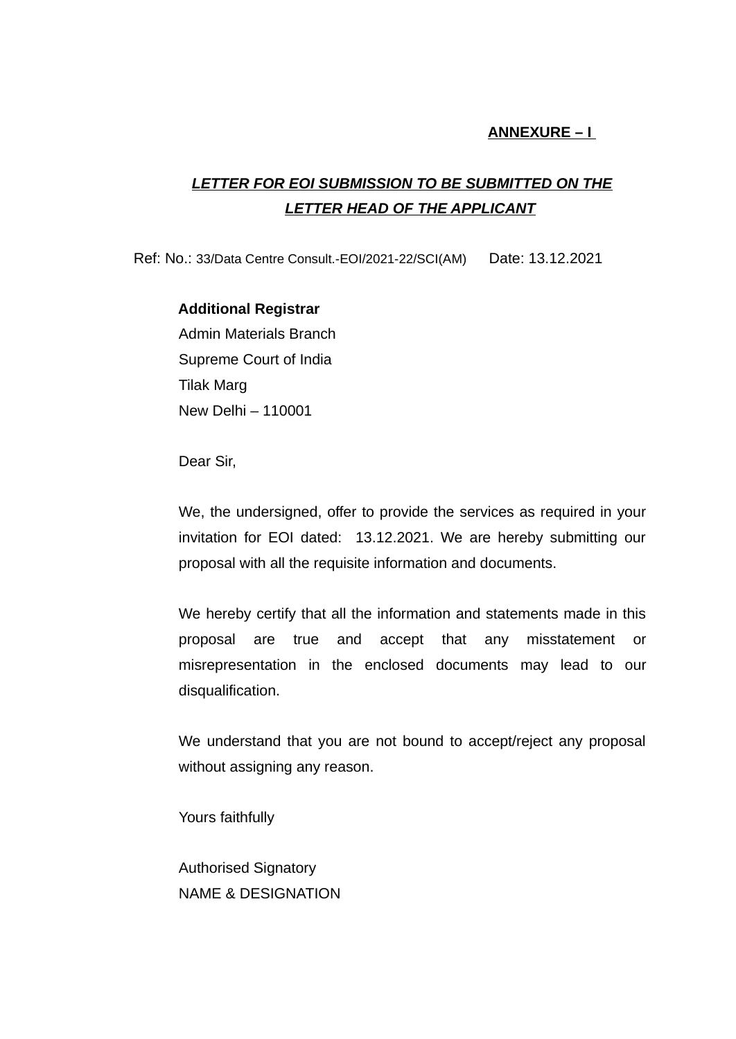**ANNEXURE – I**

***LETTER FOR EOI SUBMISSION TO BE SUBMITTED ON THE LETTER HEAD OF THE APPLICANT***

Ref: No.: 33/Data Centre Consult.-EOI/2021-22/SCI(AM)  Date: 13.12.2021

**Additional Registrar**
Admin Materials Branch
Supreme Court of India
Tilak Marg
New Delhi – 110001

Dear Sir,

We, the undersigned, offer to provide the services as required in your invitation for EOI dated: 13.12.2021. We are hereby submitting our proposal with all the requisite information and documents.

We hereby certify that all the information and statements made in this proposal are true and accept that any misstatement or misrepresentation in the enclosed documents may lead to our disqualification.

We understand that you are not bound to accept/reject any proposal without assigning any reason.

Yours faithfully

Authorised Signatory
NAME & DESIGNATION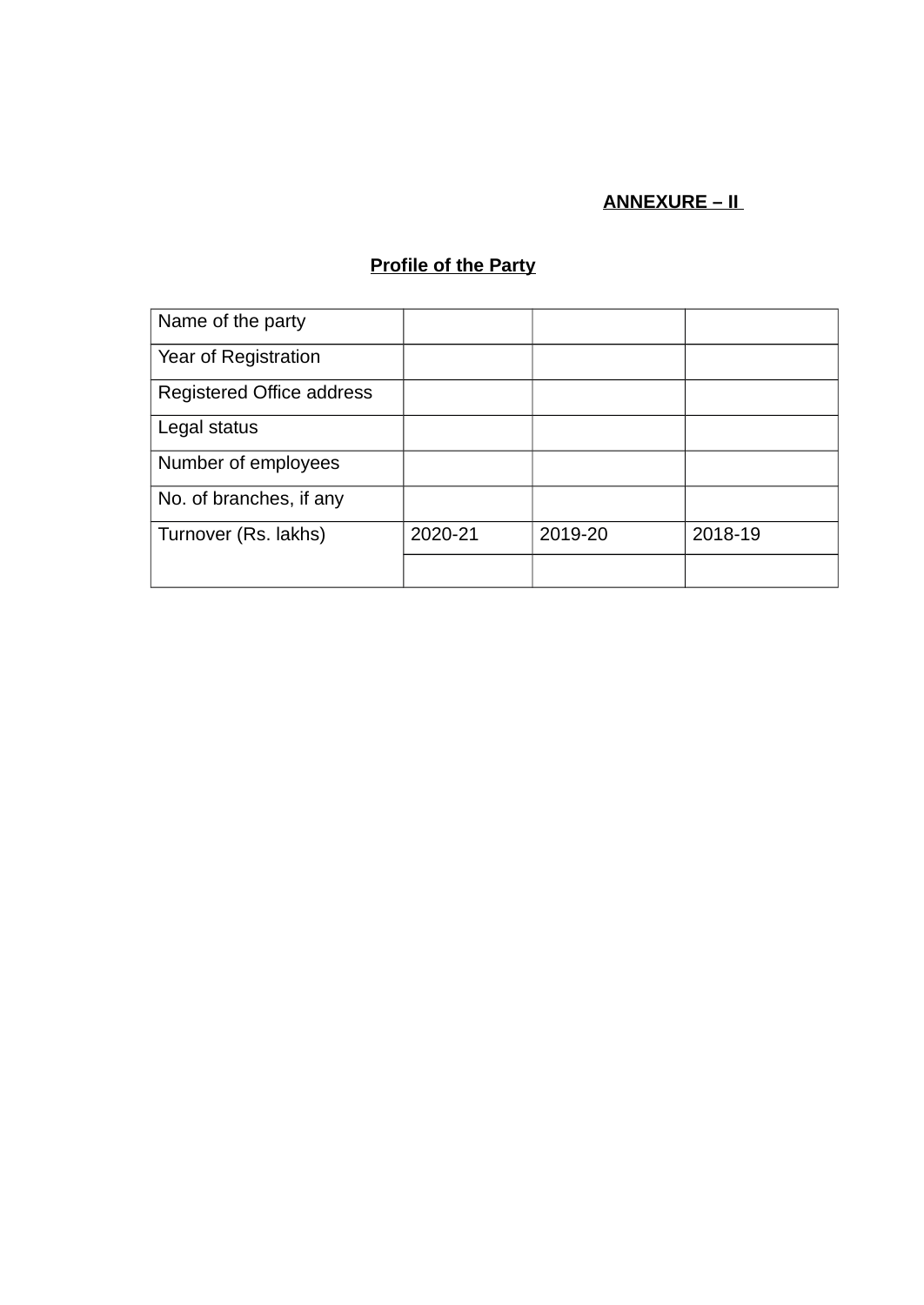**ANNEXURE – II**

**Profile of the Party**

| Name of the party | | | |
|---|---|---|---|
| Year of Registration | | | |
| Registered Office address | | | |
| Legal status | | | |
| Number of employees | | | |
| No. of branches, if any | | | |
| Turnover (Rs. lakhs) | 2020-21 | 2019-20 | 2018-19 |
| | | | |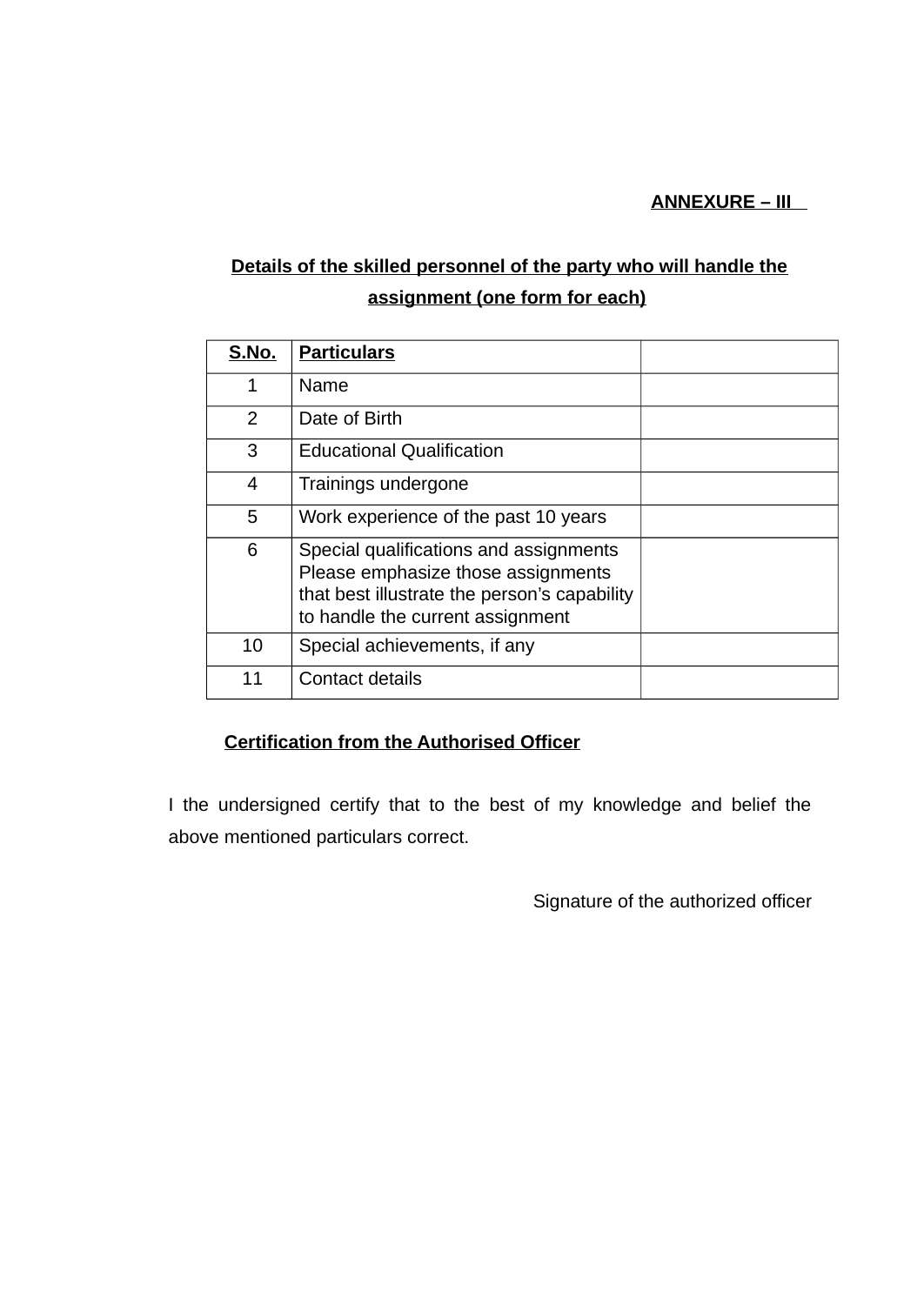**ANNEXURE – III**

**Details of the skilled personnel of the party who will handle the assignment (one form for each)**

| S.No. | Particulars | |
|---|---|---|
| 1 | Name | |
| 2 | Date of Birth | |
| 3 | Educational Qualification | |
| 4 | Trainings undergone | |
| 5 | Work experience of the past 10 years | |
| 6 | Special qualifications and assignments Please emphasize those assignments that best illustrate the person's capability to handle the current assignment | |
| 10 | Special achievements, if any | |
| 11 | Contact details | |

**Certification from the Authorised Officer**

I the undersigned certify that to the best of my knowledge and belief the above mentioned particulars correct.

Signature of the authorized officer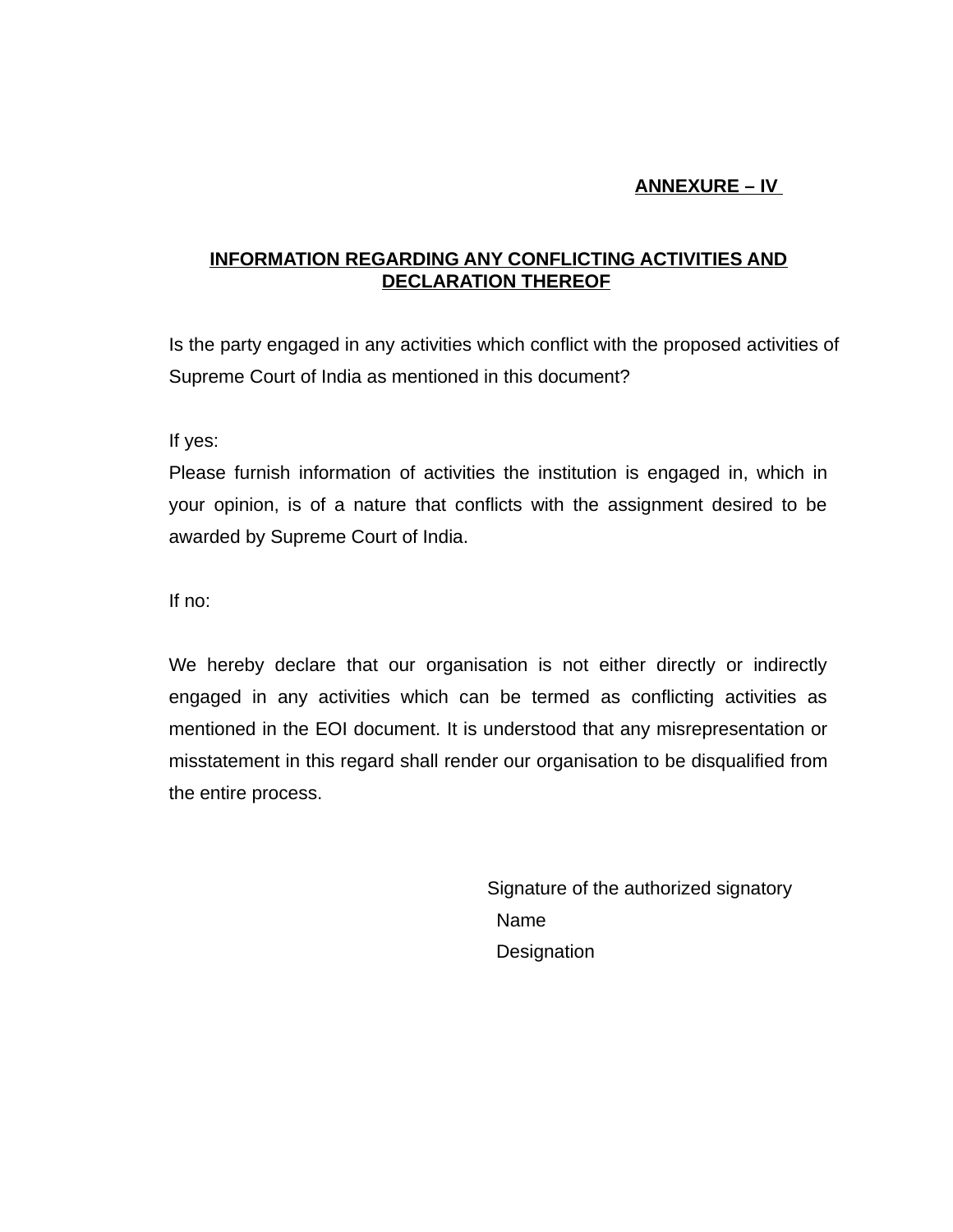**ANNEXURE – IV**

## INFORMATION REGARDING ANY CONFLICTING ACTIVITIES AND DECLARATION THEREOF

Is the party engaged in any activities which conflict with the proposed activities of Supreme Court of India as mentioned in this document?

If yes:

Please furnish information of activities the institution is engaged in, which in your opinion, is of a nature that conflicts with the assignment desired to be awarded by Supreme Court of India.

If no:

We hereby declare that our organisation is not either directly or indirectly engaged in any activities which can be termed as conflicting activities as mentioned in the EOI document. It is understood that any misrepresentation or misstatement in this regard shall render our organisation to be disqualified from the entire process.

Signature of the authorized signatory

Name

Designation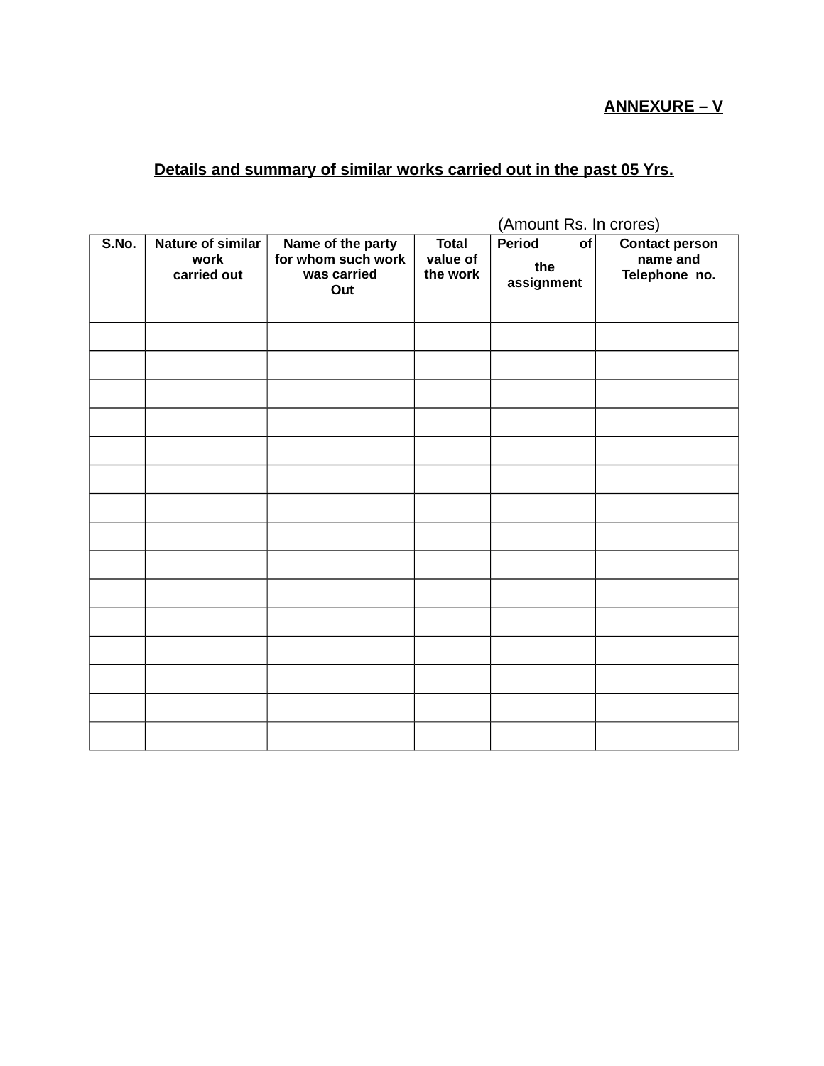**ANNEXURE – V**

**Details and summary of similar works carried out in the past 05 Yrs.**

(Amount Rs. In crores)

| S.No. | Nature of similar work carried out | Name of the party for whom such work was carried Out | Total value of the work | Period of the assignment | Contact person name and Telephone no. |
|---|---|---|---|---|---|
| | | | | | |
| | | | | | |
| | | | | | |
| | | | | | |
| | | | | | |
| | | | | | |
| | | | | | |
| | | | | | |
| | | | | | |
| | | | | | |
| | | | | | |
| | | | | | |
| | | | | | |
| | | | | | |
| | | | | | |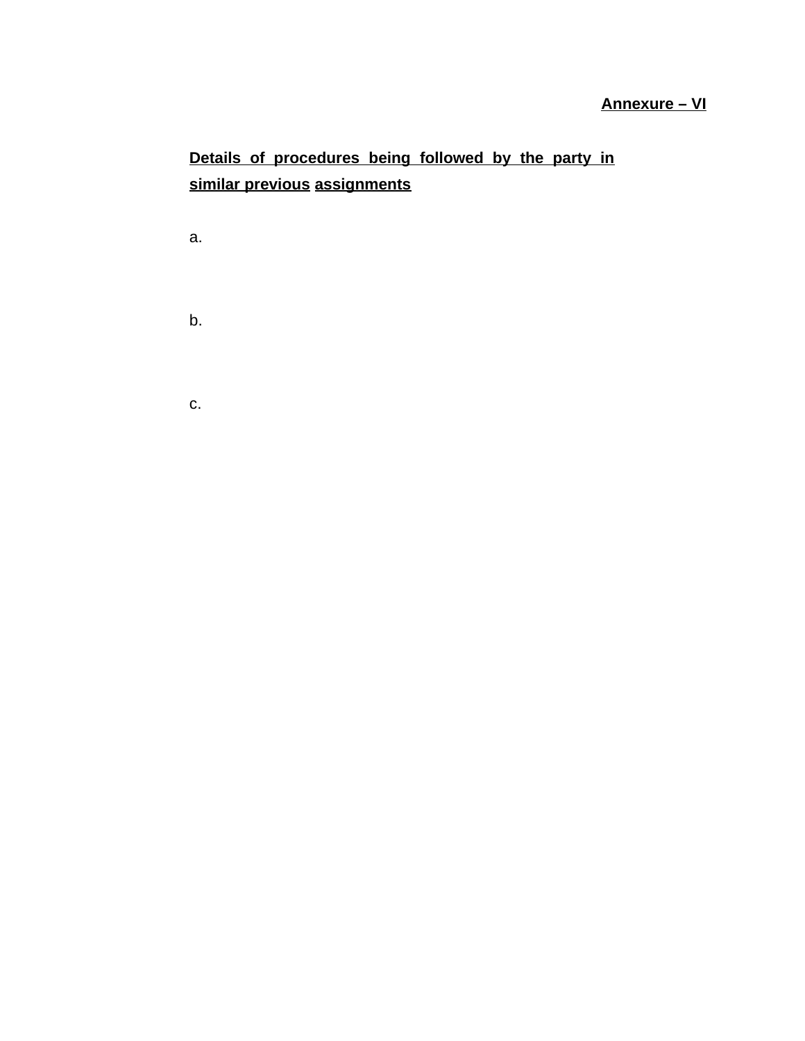**Annexure – VI**

**Details of procedures being followed by the party in similar previous assignments**

a.

b.

c.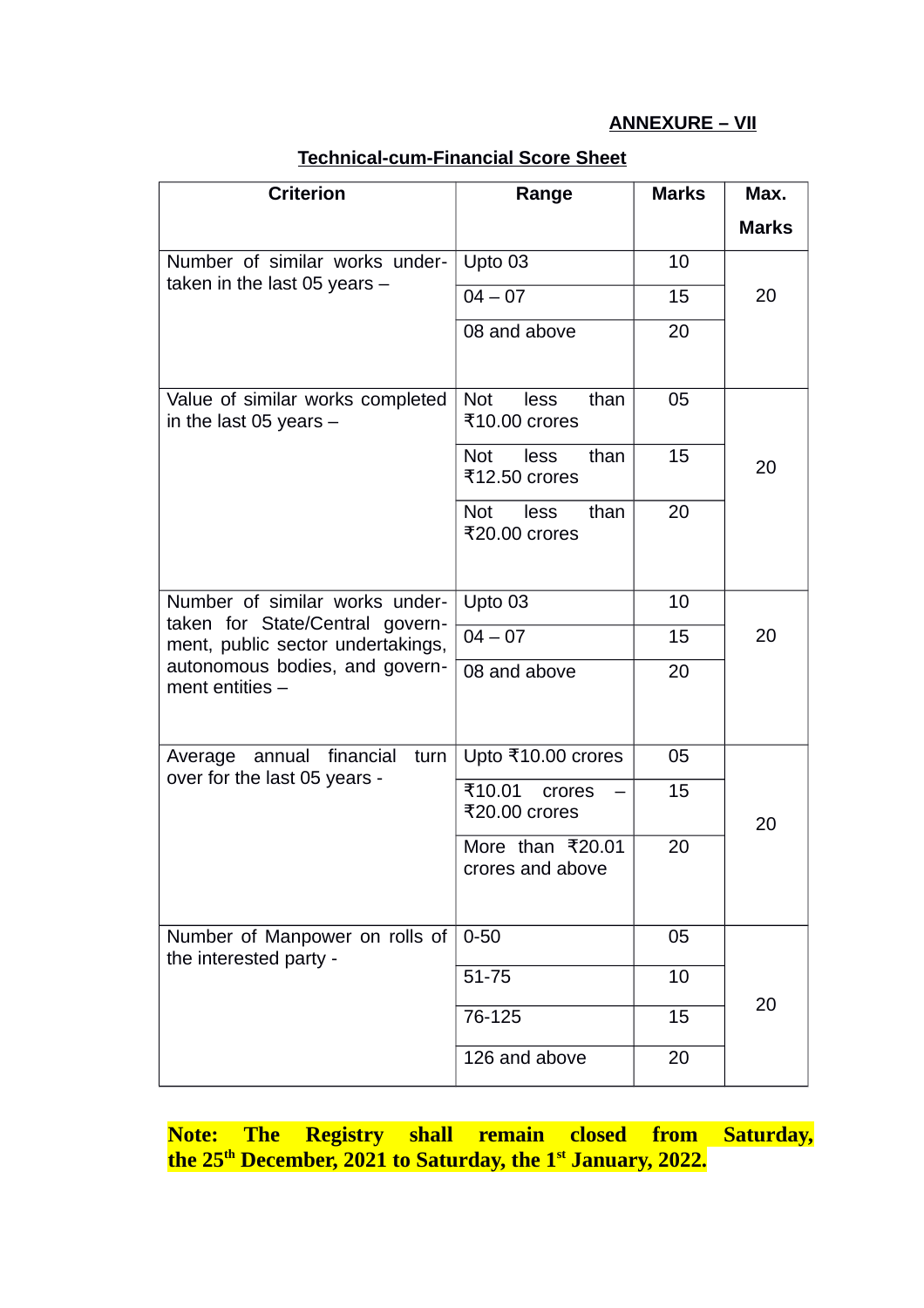**ANNEXURE – VII**

**Technical-cum-Financial Score Sheet**

| Criterion | Range | Marks | Max. Marks |
|---|---|---|---|
| Number of similar works under-taken in the last 05 years – | Upto 03 | 10 | 20 |
| | 04 – 07 | 15 | |
| | 08 and above | 20 | |
| Value of similar works completed in the last 05 years – | Not less than ₹10.00 crores | 05 | 20 |
| | Not less than ₹12.50 crores | 15 | |
| | Not less than ₹20.00 crores | 20 | |
| Number of similar works under-taken for State/Central govern-ment, public sector undertakings, autonomous bodies, and govern-ment entities – | Upto 03 | 10 | 20 |
| | 04 – 07 | 15 | |
| | 08 and above | 20 | |
| Average annual financial turn over for the last 05 years - | Upto ₹10.00 crores | 05 | 20 |
| | ₹10.01 crores – ₹20.00 crores | 15 | |
| | More than ₹20.01 crores and above | 20 | |
| Number of Manpower on rolls of the interested party - | 0-50 | 05 | 20 |
| | 51-75 | 10 | |
| | 76-125 | 15 | |
| | 126 and above | 20 | |

**Note: The Registry shall remain closed from Saturday, the 25th December, 2021 to Saturday, the 1st January, 2022.**